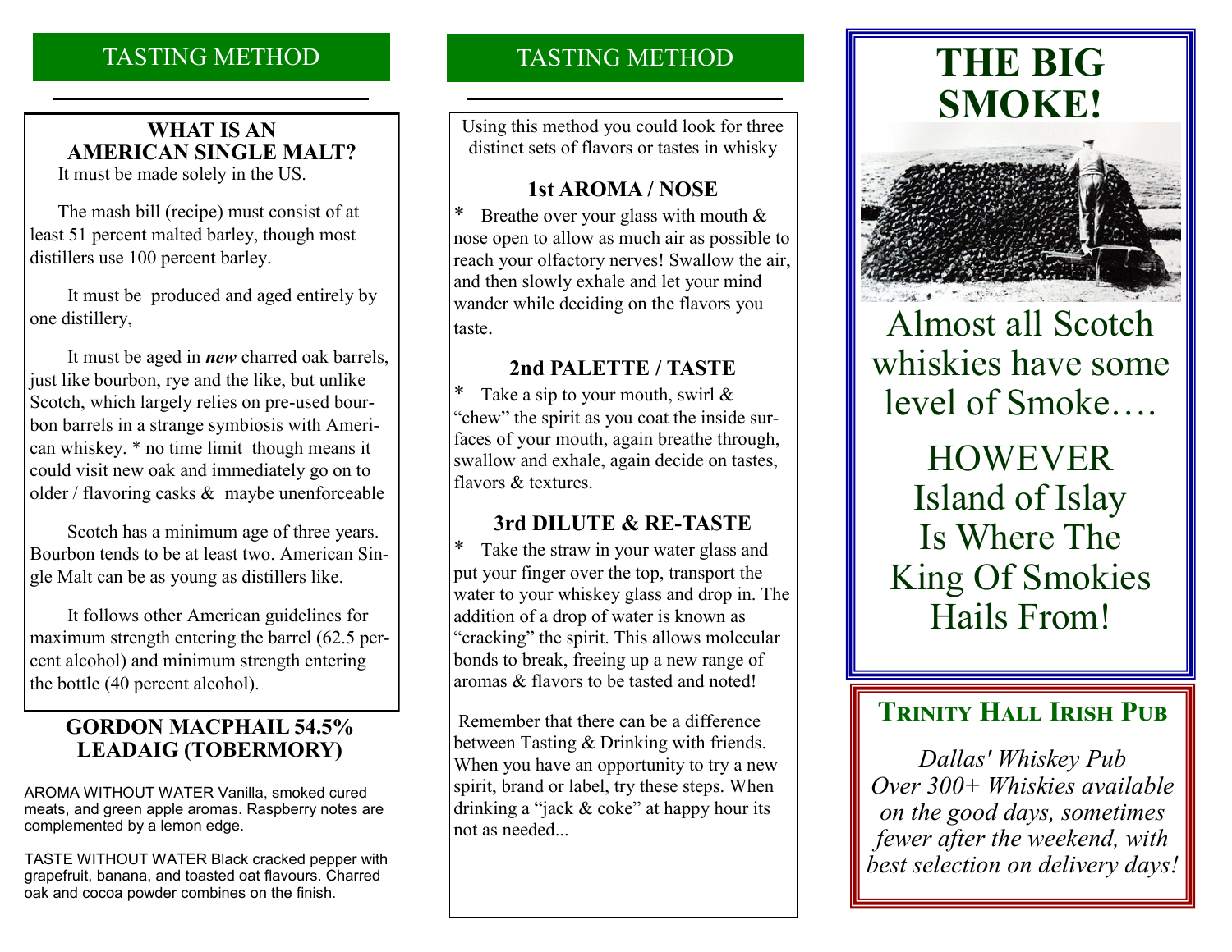## TASTING METHOD

### WHAT IS AN AMERICAN SINGLE MALT?

It must be made solely in the US.

The mash bill (recipe) must consist of at least 51 percent malted barley, though most distillers use 100 percent barley.

It must be produced and aged entirely by one distillery,

It must be aged in ***new*** charred oak barrels, just like bourbon, rye and the like, but unlike Scotch, which largely relies on pre-used bourbon barrels in a strange symbiosis with American whiskey. * no time limit though means it could visit new oak and immediately go on to older / flavoring casks & maybe unenforceable

Scotch has a minimum age of three years. Bourbon tends to be at least two. American Single Malt can be as young as distillers like.

It follows other American guidelines for maximum strength entering the barrel (62.5 percent alcohol) and minimum strength entering the bottle (40 percent alcohol).

### GORDON MACPHAIL 54.5% LEADAIG (TOBERMORY)

AROMA WITHOUT WATER Vanilla, smoked cured meats, and green apple aromas. Raspberry notes are complemented by a lemon edge.

TASTE WITHOUT WATER Black cracked pepper with grapefruit, banana, and toasted oat flavours. Charred oak and cocoa powder combines on the finish.

## TASTING METHOD

Using this method you could look for three distinct sets of flavors or tastes in whisky

### 1st AROMA / NOSE

* Breathe over your glass with mouth & nose open to allow as much air as possible to reach your olfactory nerves! Swallow the air, and then slowly exhale and let your mind wander while deciding on the flavors you taste.

### 2nd PALETTE / TASTE

* Take a sip to your mouth, swirl & "chew" the spirit as you coat the inside surfaces of your mouth, again breathe through, swallow and exhale, again decide on tastes, flavors & textures.

### 3rd DILUTE & RE-TASTE

* Take the straw in your water glass and put your finger over the top, transport the water to your whiskey glass and drop in. The addition of a drop of water is known as "cracking" the spirit. This allows molecular bonds to break, freeing up a new range of aromas & flavors to be tasted and noted!

Remember that there can be a difference between Tasting & Drinking with friends. When you have an opportunity to try a new spirit, brand or label, try these steps. When drinking a "jack & coke" at happy hour its not as needed...

# THE BIG SMOKE!

Almost all Scotch whiskies have some level of Smoke….

HOWEVER Island of Islay Is Where The King Of Smokies Hails From!

## Trinity Hall Irish Pub

*Dallas' Whiskey Pub Over 300+ Whiskies available on the good days, sometimes fewer after the weekend, with best selection on delivery days!*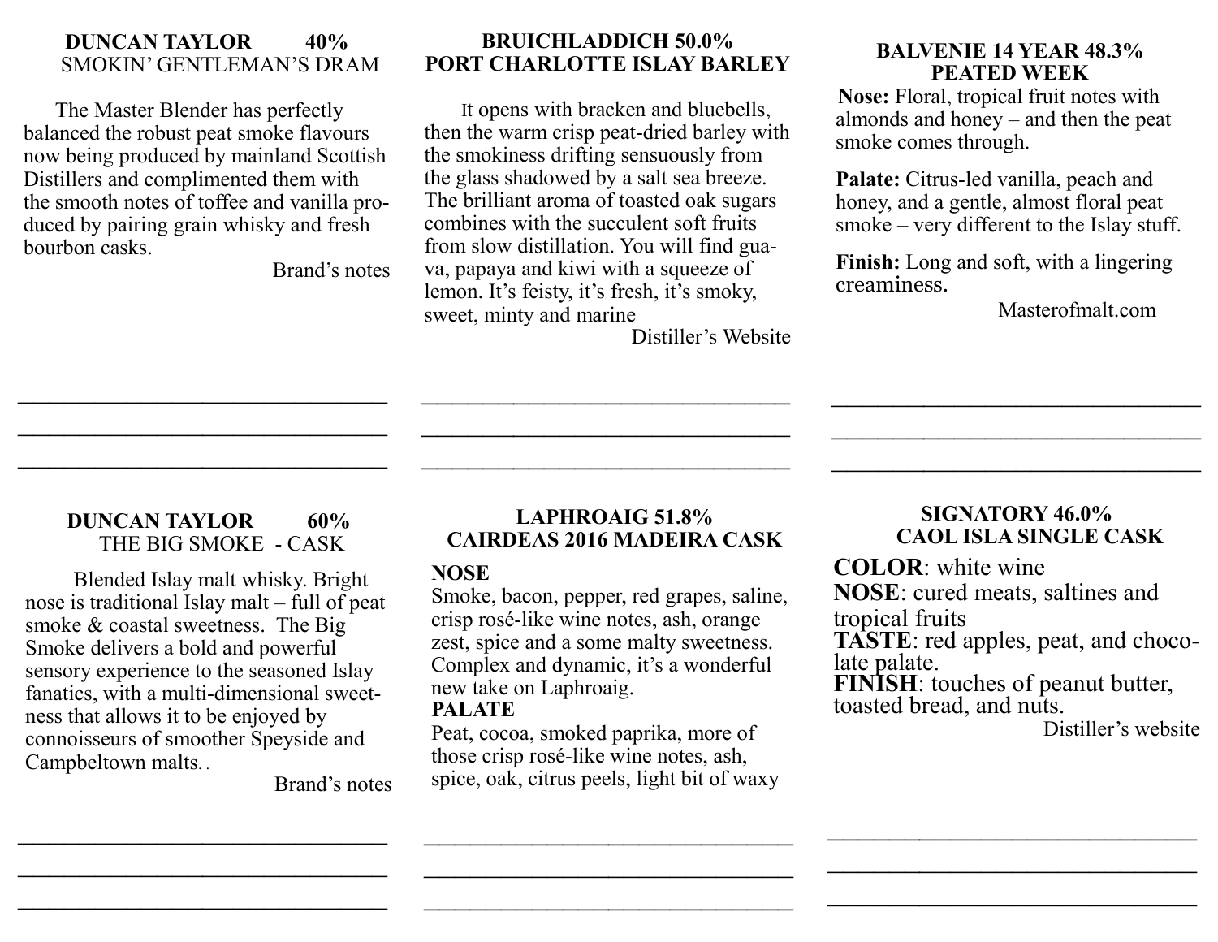### DUNCAN TAYLOR 40%
SMOKIN' GENTLEMAN'S DRAM

The Master Blender has perfectly balanced the robust peat smoke flavours now being produced by mainland Scottish Distillers and complimented them with the smooth notes of toffee and vanilla produced by pairing grain whisky and fresh bourbon casks.

Brand's notes

___________________________________

___________________________________

___________________________________

### BRUICHLADDICH 50.0%
### PORT CHARLOTTE ISLAY BARLEY

It opens with bracken and bluebells, then the warm crisp peat-dried barley with the smokiness drifting sensuously from the glass shadowed by a salt sea breeze. The brilliant aroma of toasted oak sugars combines with the succulent soft fruits from slow distillation. You will find guava, papaya and kiwi with a squeeze of lemon. It's feisty, it's fresh, it's smoky, sweet, minty and marine

Distiller's Website

___________________________________

___________________________________

___________________________________

### BALVENIE 14 YEAR 48.3%
### PEATED WEEK

**Nose:** Floral, tropical fruit notes with almonds and honey – and then the peat smoke comes through.

**Palate:** Citrus-led vanilla, peach and honey, and a gentle, almost floral peat smoke – very different to the Islay stuff.

**Finish:** Long and soft, with a lingering creaminess.

Masterofmalt.com

___________________________________

___________________________________

___________________________________

### DUNCAN TAYLOR 60%
THE BIG SMOKE - CASK

Blended Islay malt whisky. Bright nose is traditional Islay malt – full of peat smoke & coastal sweetness. The Big Smoke delivers a bold and powerful sensory experience to the seasoned Islay fanatics, with a multi-dimensional sweetness that allows it to be enjoyed by connoisseurs of smoother Speyside and Campbeltown malts. .

Brand's notes

___________________________________

___________________________________

___________________________________

### LAPHROAIG 51.8%
### CAIRDEAS 2016 MADEIRA CASK

**NOSE**

Smoke, bacon, pepper, red grapes, saline, crisp rosé-like wine notes, ash, orange zest, spice and a some malty sweetness. Complex and dynamic, it's a wonderful new take on Laphroaig.

**PALATE**

Peat, cocoa, smoked paprika, more of those crisp rosé-like wine notes, ash, spice, oak, citrus peels, light bit of waxy

___________________________________

___________________________________

___________________________________

### SIGNATORY 46.0%
### CAOL ISLA SINGLE CASK

**COLOR**: white wine

**NOSE**: cured meats, saltines and tropical fruits

**TASTE**: red apples, peat, and chocolate palate.

**FINISH**: touches of peanut butter, toasted bread, and nuts.

Distiller's website

___________________________________

___________________________________

___________________________________